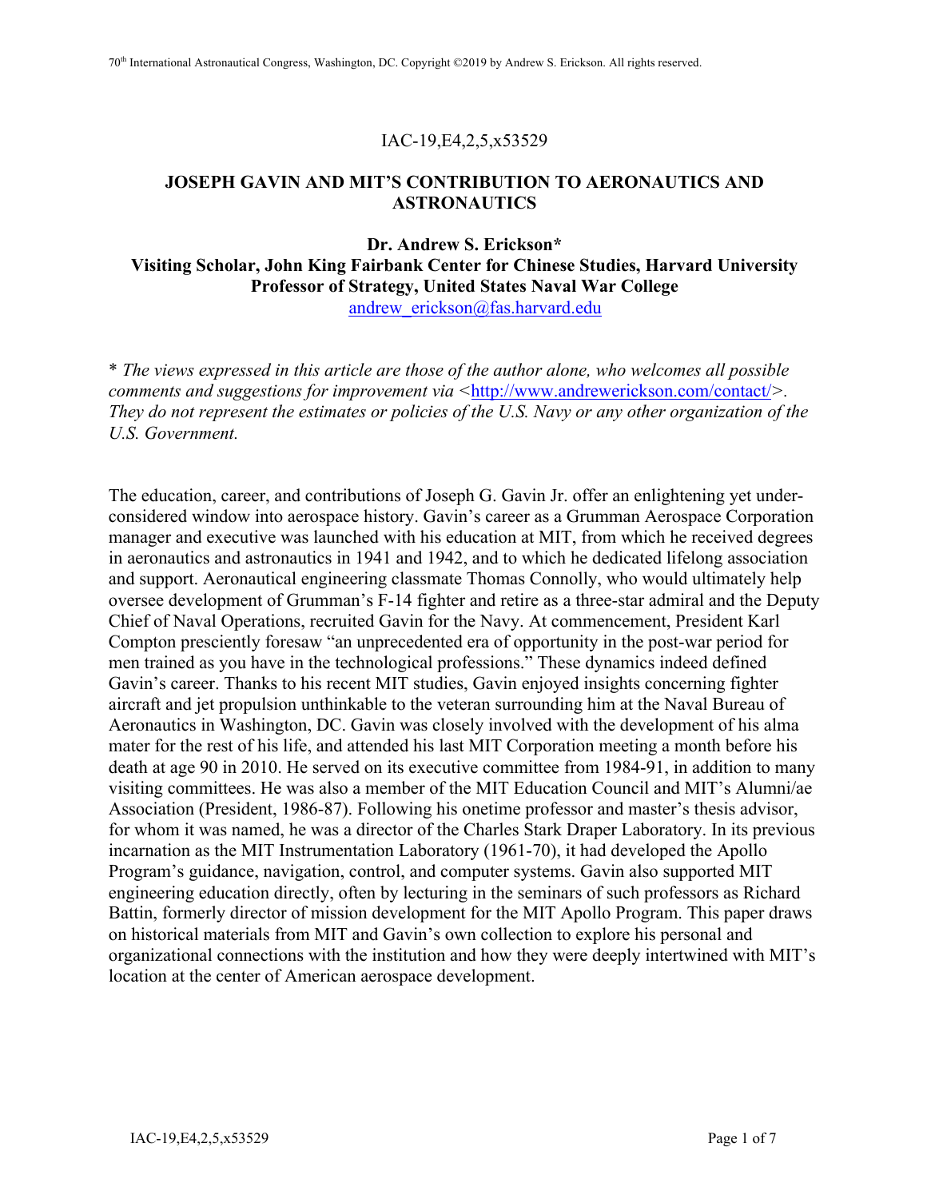IAC-19,E4,2,5,x53529

# JOSEPH GAVIN AND MIT'S CONTRIBUTION TO AERONAUTICS AND ASTRONAUTICS

**Dr. Andrew S. Erickson***
**Visiting Scholar, John King Fairbank Center for Chinese Studies, Harvard University**
**Professor of Strategy, United States Naval War College**
andrew_erickson@fas.harvard.edu

\* *The views expressed in this article are those of the author alone, who welcomes all possible comments and suggestions for improvement via <http://www.andrewerickson.com/contact/>. They do not represent the estimates or policies of the U.S. Navy or any other organization of the U.S. Government.*

The education, career, and contributions of Joseph G. Gavin Jr. offer an enlightening yet under-considered window into aerospace history. Gavin's career as a Grumman Aerospace Corporation manager and executive was launched with his education at MIT, from which he received degrees in aeronautics and astronautics in 1941 and 1942, and to which he dedicated lifelong association and support. Aeronautical engineering classmate Thomas Connolly, who would ultimately help oversee development of Grumman's F-14 fighter and retire as a three-star admiral and the Deputy Chief of Naval Operations, recruited Gavin for the Navy. At commencement, President Karl Compton presciently foresaw "an unprecedented era of opportunity in the post-war period for men trained as you have in the technological professions." These dynamics indeed defined Gavin's career. Thanks to his recent MIT studies, Gavin enjoyed insights concerning fighter aircraft and jet propulsion unthinkable to the veteran surrounding him at the Naval Bureau of Aeronautics in Washington, DC. Gavin was closely involved with the development of his alma mater for the rest of his life, and attended his last MIT Corporation meeting a month before his death at age 90 in 2010. He served on its executive committee from 1984-91, in addition to many visiting committees. He was also a member of the MIT Education Council and MIT's Alumni/ae Association (President, 1986-87). Following his onetime professor and master's thesis advisor, for whom it was named, he was a director of the Charles Stark Draper Laboratory. In its previous incarnation as the MIT Instrumentation Laboratory (1961-70), it had developed the Apollo Program's guidance, navigation, control, and computer systems. Gavin also supported MIT engineering education directly, often by lecturing in the seminars of such professors as Richard Battin, formerly director of mission development for the MIT Apollo Program. This paper draws on historical materials from MIT and Gavin's own collection to explore his personal and organizational connections with the institution and how they were deeply intertwined with MIT's location at the center of American aerospace development.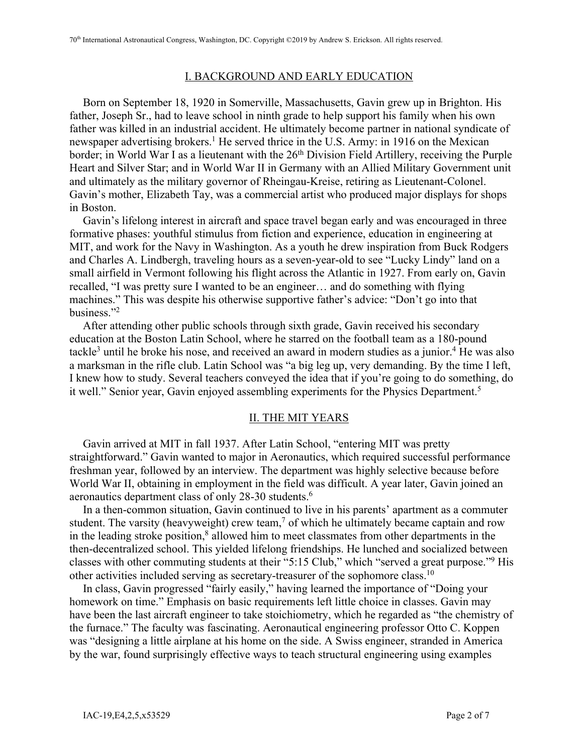## I. BACKGROUND AND EARLY EDUCATION

Born on September 18, 1920 in Somerville, Massachusetts, Gavin grew up in Brighton. His father, Joseph Sr., had to leave school in ninth grade to help support his family when his own father was killed in an industrial accident. He ultimately become partner in national syndicate of newspaper advertising brokers.[1] He served thrice in the U.S. Army: in 1916 on the Mexican border; in World War I as a lieutenant with the 26th Division Field Artillery, receiving the Purple Heart and Silver Star; and in World War II in Germany with an Allied Military Government unit and ultimately as the military governor of Rheingau-Kreise, retiring as Lieutenant-Colonel. Gavin's mother, Elizabeth Tay, was a commercial artist who produced major displays for shops in Boston.

Gavin's lifelong interest in aircraft and space travel began early and was encouraged in three formative phases: youthful stimulus from fiction and experience, education in engineering at MIT, and work for the Navy in Washington. As a youth he drew inspiration from Buck Rodgers and Charles A. Lindbergh, traveling hours as a seven-year-old to see "Lucky Lindy" land on a small airfield in Vermont following his flight across the Atlantic in 1927. From early on, Gavin recalled, "I was pretty sure I wanted to be an engineer… and do something with flying machines." This was despite his otherwise supportive father's advice: "Don't go into that business."[2]

After attending other public schools through sixth grade, Gavin received his secondary education at the Boston Latin School, where he starred on the football team as a 180-pound tackle[3] until he broke his nose, and received an award in modern studies as a junior.[4] He was also a marksman in the rifle club. Latin School was "a big leg up, very demanding. By the time I left, I knew how to study. Several teachers conveyed the idea that if you're going to do something, do it well." Senior year, Gavin enjoyed assembling experiments for the Physics Department.[5]

## II. THE MIT YEARS

Gavin arrived at MIT in fall 1937. After Latin School, "entering MIT was pretty straightforward." Gavin wanted to major in Aeronautics, which required successful performance freshman year, followed by an interview. The department was highly selective because before World War II, obtaining in employment in the field was difficult. A year later, Gavin joined an aeronautics department class of only 28-30 students.[6]

In a then-common situation, Gavin continued to live in his parents' apartment as a commuter student. The varsity (heavyweight) crew team,[7] of which he ultimately became captain and row in the leading stroke position,[8] allowed him to meet classmates from other departments in the then-decentralized school. This yielded lifelong friendships. He lunched and socialized between classes with other commuting students at their "5:15 Club," which "served a great purpose."[9] His other activities included serving as secretary-treasurer of the sophomore class.[10]

In class, Gavin progressed "fairly easily," having learned the importance of "Doing your homework on time." Emphasis on basic requirements left little choice in classes. Gavin may have been the last aircraft engineer to take stoichiometry, which he regarded as "the chemistry of the furnace." The faculty was fascinating. Aeronautical engineering professor Otto C. Koppen was "designing a little airplane at his home on the side. A Swiss engineer, stranded in America by the war, found surprisingly effective ways to teach structural engineering using examples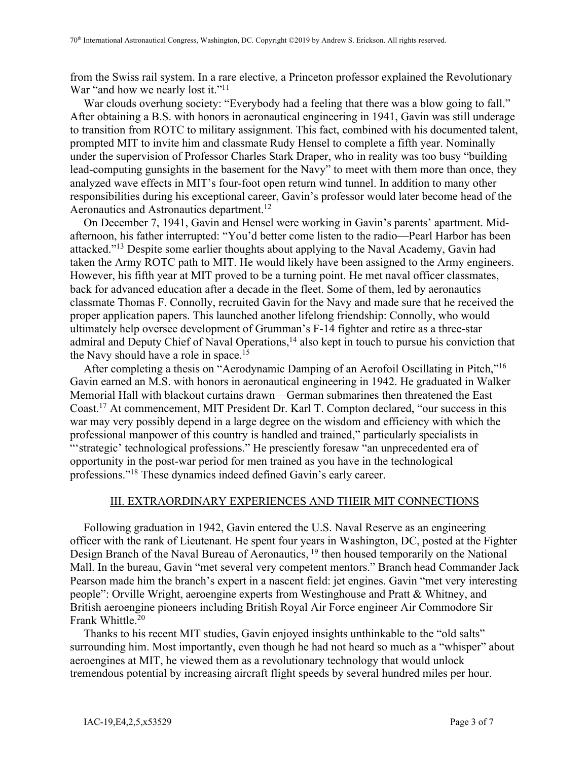from the Swiss rail system. In a rare elective, a Princeton professor explained the Revolutionary War "and how we nearly lost it."[11]

War clouds overhung society: "Everybody had a feeling that there was a blow going to fall." After obtaining a B.S. with honors in aeronautical engineering in 1941, Gavin was still underage to transition from ROTC to military assignment. This fact, combined with his documented talent, prompted MIT to invite him and classmate Rudy Hensel to complete a fifth year. Nominally under the supervision of Professor Charles Stark Draper, who in reality was too busy "building lead-computing gunsights in the basement for the Navy" to meet with them more than once, they analyzed wave effects in MIT's four-foot open return wind tunnel. In addition to many other responsibilities during his exceptional career, Gavin's professor would later become head of the Aeronautics and Astronautics department.[12]

On December 7, 1941, Gavin and Hensel were working in Gavin's parents' apartment. Mid-afternoon, his father interrupted: "You'd better come listen to the radio—Pearl Harbor has been attacked."[13] Despite some earlier thoughts about applying to the Naval Academy, Gavin had taken the Army ROTC path to MIT. He would likely have been assigned to the Army engineers. However, his fifth year at MIT proved to be a turning point. He met naval officer classmates, back for advanced education after a decade in the fleet. Some of them, led by aeronautics classmate Thomas F. Connolly, recruited Gavin for the Navy and made sure that he received the proper application papers. This launched another lifelong friendship: Connolly, who would ultimately help oversee development of Grumman's F-14 fighter and retire as a three-star admiral and Deputy Chief of Naval Operations,[14] also kept in touch to pursue his conviction that the Navy should have a role in space.[15]

After completing a thesis on "Aerodynamic Damping of an Aerofoil Oscillating in Pitch,"[16] Gavin earned an M.S. with honors in aeronautical engineering in 1942. He graduated in Walker Memorial Hall with blackout curtains drawn—German submarines then threatened the East Coast.[17] At commencement, MIT President Dr. Karl T. Compton declared, "our success in this war may very possibly depend in a large degree on the wisdom and efficiency with which the professional manpower of this country is handled and trained," particularly specialists in "'strategic' technological professions." He presciently foresaw "an unprecedented era of opportunity in the post-war period for men trained as you have in the technological professions."[18] These dynamics indeed defined Gavin's early career.

## III. EXTRAORDINARY EXPERIENCES AND THEIR MIT CONNECTIONS

Following graduation in 1942, Gavin entered the U.S. Naval Reserve as an engineering officer with the rank of Lieutenant. He spent four years in Washington, DC, posted at the Fighter Design Branch of the Naval Bureau of Aeronautics,[19] then housed temporarily on the National Mall. In the bureau, Gavin "met several very competent mentors." Branch head Commander Jack Pearson made him the branch's expert in a nascent field: jet engines. Gavin "met very interesting people": Orville Wright, aeroengine experts from Westinghouse and Pratt & Whitney, and British aeroengine pioneers including British Royal Air Force engineer Air Commodore Sir Frank Whittle.[20]

Thanks to his recent MIT studies, Gavin enjoyed insights unthinkable to the "old salts" surrounding him. Most importantly, even though he had not heard so much as a "whisper" about aeroengines at MIT, he viewed them as a revolutionary technology that would unlock tremendous potential by increasing aircraft flight speeds by several hundred miles per hour.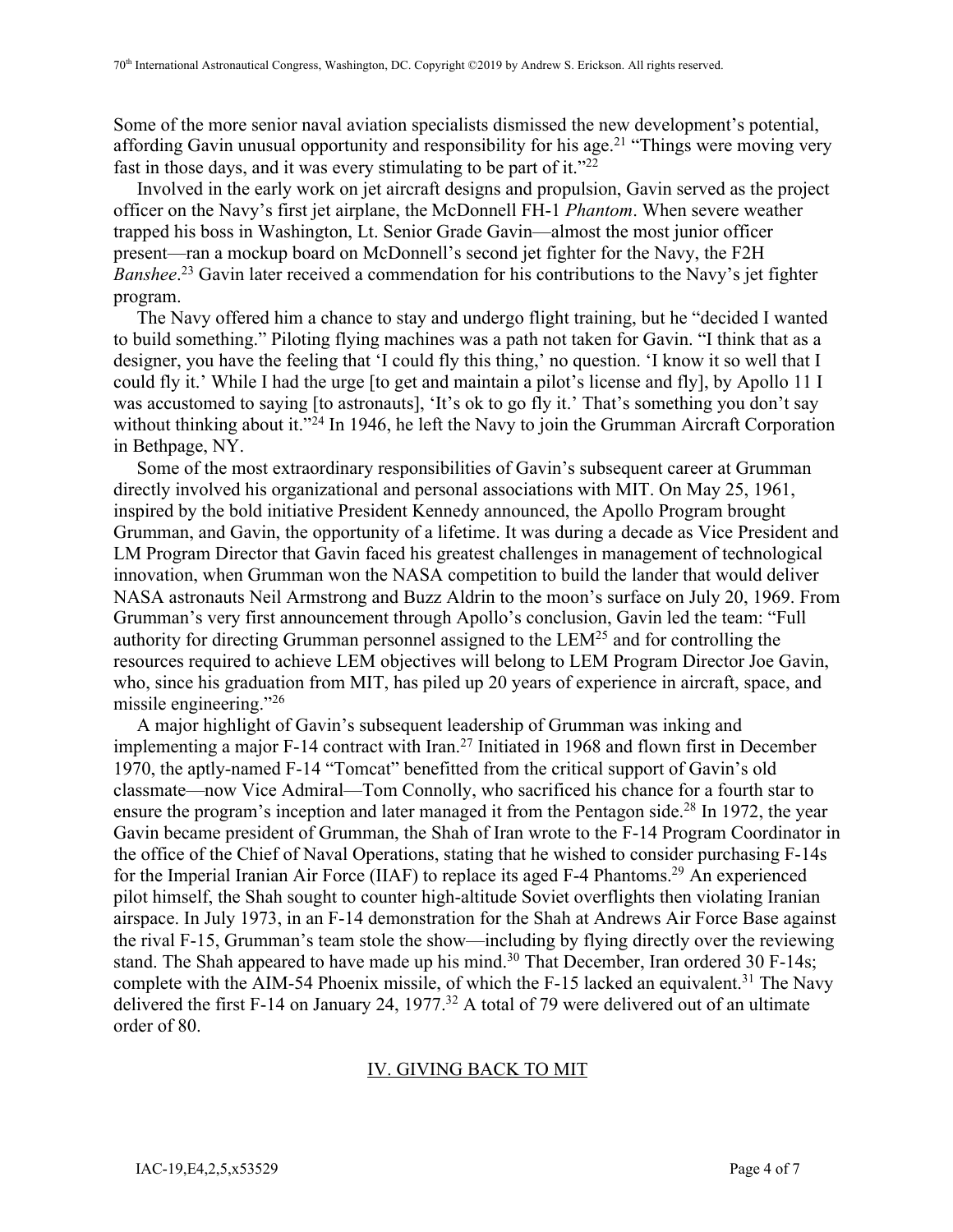Some of the more senior naval aviation specialists dismissed the new development's potential, affording Gavin unusual opportunity and responsibility for his age.[21] "Things were moving very fast in those days, and it was every stimulating to be part of it."[22]

Involved in the early work on jet aircraft designs and propulsion, Gavin served as the project officer on the Navy's first jet airplane, the McDonnell FH-1 *Phantom*. When severe weather trapped his boss in Washington, Lt. Senior Grade Gavin—almost the most junior officer present—ran a mockup board on McDonnell's second jet fighter for the Navy, the F2H *Banshee*.[23] Gavin later received a commendation for his contributions to the Navy's jet fighter program.

The Navy offered him a chance to stay and undergo flight training, but he "decided I wanted to build something." Piloting flying machines was a path not taken for Gavin. "I think that as a designer, you have the feeling that 'I could fly this thing,' no question. 'I know it so well that I could fly it.' While I had the urge [to get and maintain a pilot's license and fly], by Apollo 11 I was accustomed to saying [to astronauts], 'It's ok to go fly it.' That's something you don't say without thinking about it."[24] In 1946, he left the Navy to join the Grumman Aircraft Corporation in Bethpage, NY.

Some of the most extraordinary responsibilities of Gavin's subsequent career at Grumman directly involved his organizational and personal associations with MIT. On May 25, 1961, inspired by the bold initiative President Kennedy announced, the Apollo Program brought Grumman, and Gavin, the opportunity of a lifetime. It was during a decade as Vice President and LM Program Director that Gavin faced his greatest challenges in management of technological innovation, when Grumman won the NASA competition to build the lander that would deliver NASA astronauts Neil Armstrong and Buzz Aldrin to the moon's surface on July 20, 1969. From Grumman's very first announcement through Apollo's conclusion, Gavin led the team: "Full authority for directing Grumman personnel assigned to the LEM[25] and for controlling the resources required to achieve LEM objectives will belong to LEM Program Director Joe Gavin, who, since his graduation from MIT, has piled up 20 years of experience in aircraft, space, and missile engineering."[26]

A major highlight of Gavin's subsequent leadership of Grumman was inking and implementing a major F-14 contract with Iran.[27] Initiated in 1968 and flown first in December 1970, the aptly-named F-14 "Tomcat" benefitted from the critical support of Gavin's old classmate—now Vice Admiral—Tom Connolly, who sacrificed his chance for a fourth star to ensure the program's inception and later managed it from the Pentagon side.[28] In 1972, the year Gavin became president of Grumman, the Shah of Iran wrote to the F-14 Program Coordinator in the office of the Chief of Naval Operations, stating that he wished to consider purchasing F-14s for the Imperial Iranian Air Force (IIAF) to replace its aged F-4 Phantoms.[29] An experienced pilot himself, the Shah sought to counter high-altitude Soviet overflights then violating Iranian airspace. In July 1973, in an F-14 demonstration for the Shah at Andrews Air Force Base against the rival F-15, Grumman's team stole the show—including by flying directly over the reviewing stand. The Shah appeared to have made up his mind.[30] That December, Iran ordered 30 F-14s; complete with the AIM-54 Phoenix missile, of which the F-15 lacked an equivalent.[31] The Navy delivered the first F-14 on January 24, 1977.[32] A total of 79 were delivered out of an ultimate order of 80.

## IV. GIVING BACK TO MIT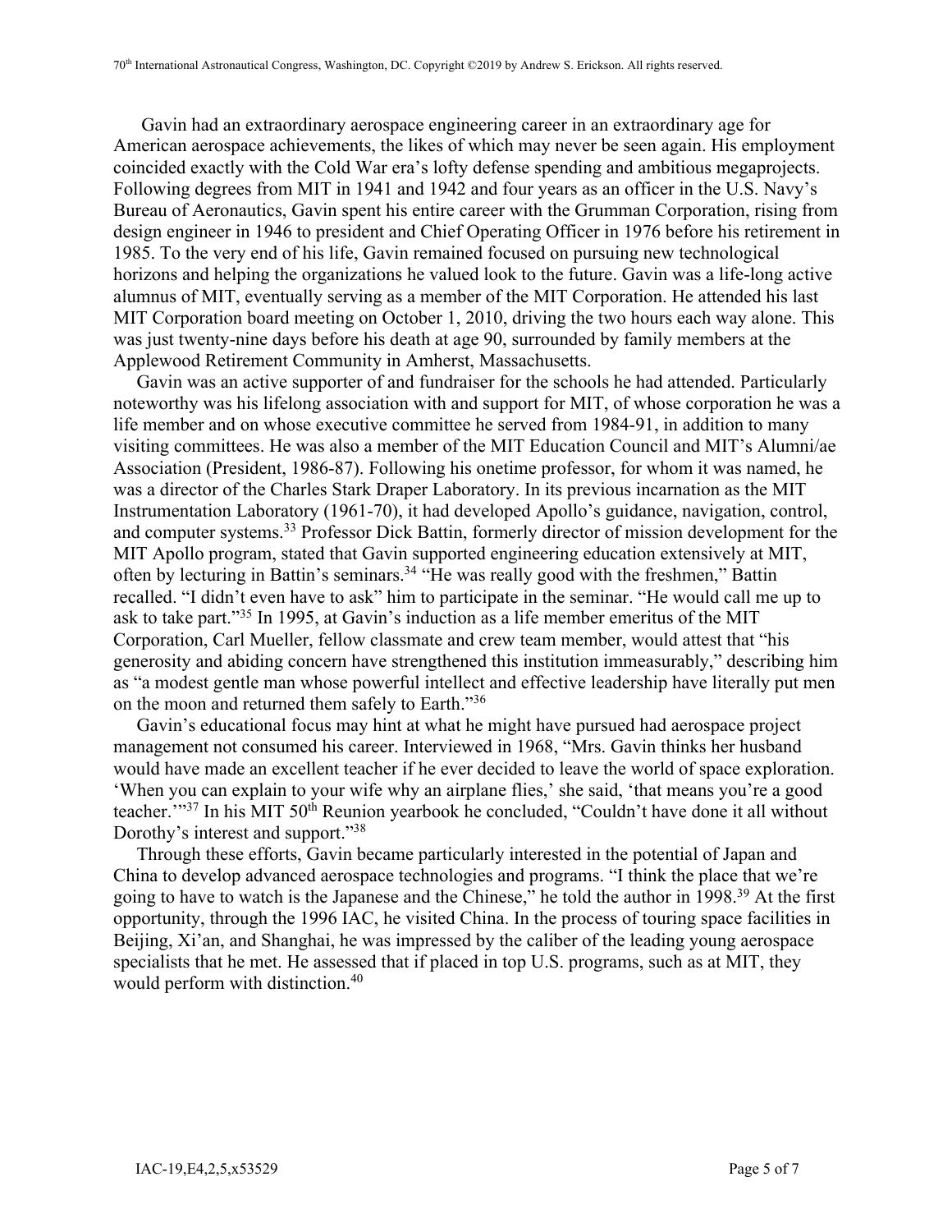Gavin had an extraordinary aerospace engineering career in an extraordinary age for American aerospace achievements, the likes of which may never be seen again. His employment coincided exactly with the Cold War era's lofty defense spending and ambitious megaprojects. Following degrees from MIT in 1941 and 1942 and four years as an officer in the U.S. Navy's Bureau of Aeronautics, Gavin spent his entire career with the Grumman Corporation, rising from design engineer in 1946 to president and Chief Operating Officer in 1976 before his retirement in 1985. To the very end of his life, Gavin remained focused on pursuing new technological horizons and helping the organizations he valued look to the future. Gavin was a life-long active alumnus of MIT, eventually serving as a member of the MIT Corporation. He attended his last MIT Corporation board meeting on October 1, 2010, driving the two hours each way alone. This was just twenty-nine days before his death at age 90, surrounded by family members at the Applewood Retirement Community in Amherst, Massachusetts.

Gavin was an active supporter of and fundraiser for the schools he had attended. Particularly noteworthy was his lifelong association with and support for MIT, of whose corporation he was a life member and on whose executive committee he served from 1984-91, in addition to many visiting committees. He was also a member of the MIT Education Council and MIT's Alumni/ae Association (President, 1986-87). Following his onetime professor, for whom it was named, he was a director of the Charles Stark Draper Laboratory. In its previous incarnation as the MIT Instrumentation Laboratory (1961-70), it had developed Apollo's guidance, navigation, control, and computer systems.[33] Professor Dick Battin, formerly director of mission development for the MIT Apollo program, stated that Gavin supported engineering education extensively at MIT, often by lecturing in Battin's seminars.[34] "He was really good with the freshmen," Battin recalled. "I didn't even have to ask" him to participate in the seminar. "He would call me up to ask to take part."[35] In 1995, at Gavin's induction as a life member emeritus of the MIT Corporation, Carl Mueller, fellow classmate and crew team member, would attest that "his generosity and abiding concern have strengthened this institution immeasurably," describing him as "a modest gentle man whose powerful intellect and effective leadership have literally put men on the moon and returned them safely to Earth."[36]

Gavin's educational focus may hint at what he might have pursued had aerospace project management not consumed his career. Interviewed in 1968, "Mrs. Gavin thinks her husband would have made an excellent teacher if he ever decided to leave the world of space exploration. 'When you can explain to your wife why an airplane flies,' she said, 'that means you're a good teacher.'"[37] In his MIT 50th Reunion yearbook he concluded, "Couldn't have done it all without Dorothy's interest and support."[38]

Through these efforts, Gavin became particularly interested in the potential of Japan and China to develop advanced aerospace technologies and programs. "I think the place that we're going to have to watch is the Japanese and the Chinese," he told the author in 1998.[39] At the first opportunity, through the 1996 IAC, he visited China. In the process of touring space facilities in Beijing, Xi'an, and Shanghai, he was impressed by the caliber of the leading young aerospace specialists that he met. He assessed that if placed in top U.S. programs, such as at MIT, they would perform with distinction.[40]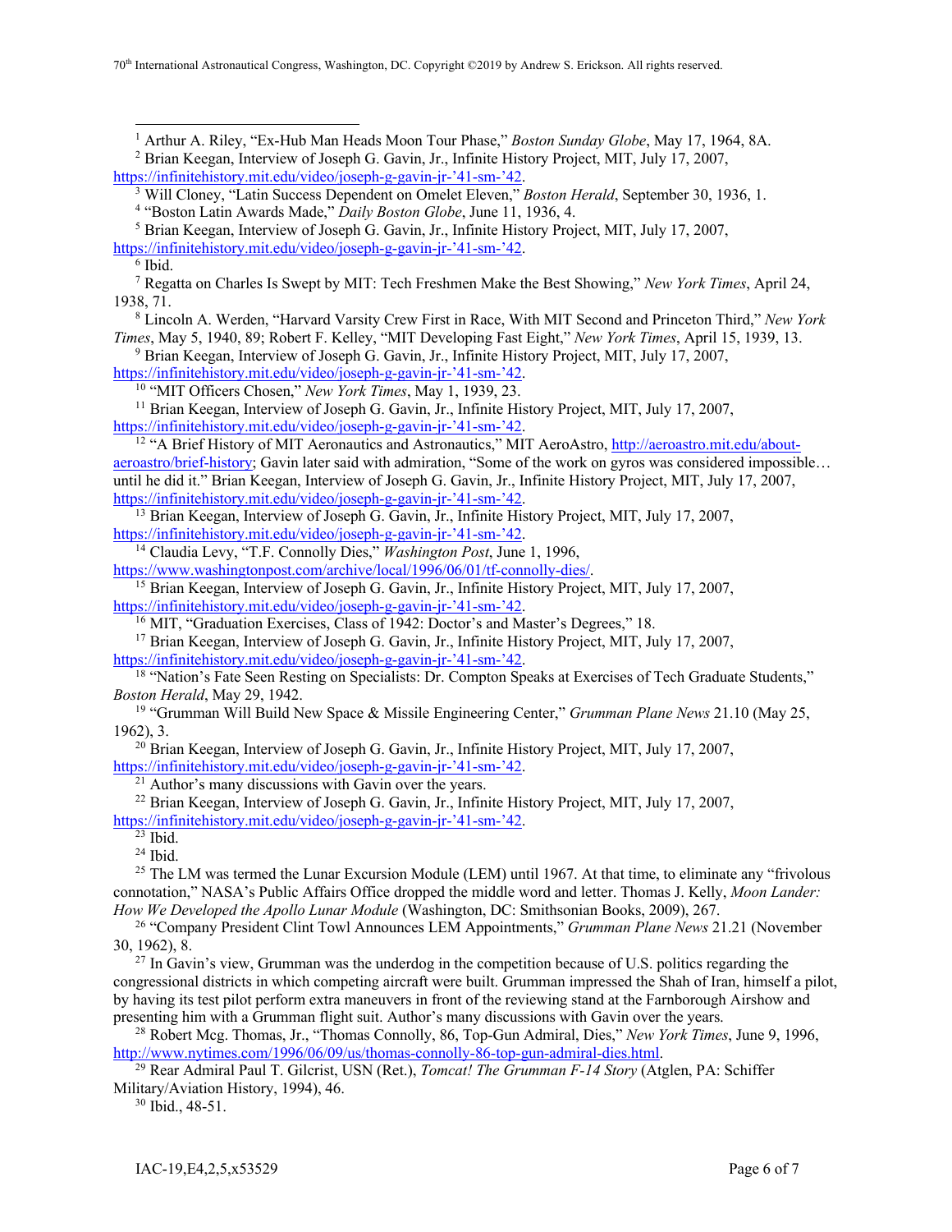[1] Arthur A. Riley, "Ex-Hub Man Heads Moon Tour Phase," *Boston Sunday Globe*, May 17, 1964, 8A.

[2] Brian Keegan, Interview of Joseph G. Gavin, Jr., Infinite History Project, MIT, July 17, 2007, https://infinitehistory.mit.edu/video/joseph-g-gavin-jr-'41-sm-'42.

[3] Will Cloney, "Latin Success Dependent on Omelet Eleven," *Boston Herald*, September 30, 1936, 1.

[4] "Boston Latin Awards Made," *Daily Boston Globe*, June 11, 1936, 4.

[5] Brian Keegan, Interview of Joseph G. Gavin, Jr., Infinite History Project, MIT, July 17, 2007, https://infinitehistory.mit.edu/video/joseph-g-gavin-jr-'41-sm-'42.

[6] Ibid.

[7] Regatta on Charles Is Swept by MIT: Tech Freshmen Make the Best Showing," *New York Times*, April 24, 1938, 71.

[8] Lincoln A. Werden, "Harvard Varsity Crew First in Race, With MIT Second and Princeton Third," *New York Times*, May 5, 1940, 89; Robert F. Kelley, "MIT Developing Fast Eight," *New York Times*, April 15, 1939, 13.

[9] Brian Keegan, Interview of Joseph G. Gavin, Jr., Infinite History Project, MIT, July 17, 2007, https://infinitehistory.mit.edu/video/joseph-g-gavin-jr-'41-sm-'42.

[10] "MIT Officers Chosen," *New York Times*, May 1, 1939, 23.

[11] Brian Keegan, Interview of Joseph G. Gavin, Jr., Infinite History Project, MIT, July 17, 2007, https://infinitehistory.mit.edu/video/joseph-g-gavin-jr-'41-sm-'42.

[12] "A Brief History of MIT Aeronautics and Astronautics," MIT AeroAstro, http://aeroastro.mit.edu/about-aeroastro/brief-history; Gavin later said with admiration, "Some of the work on gyros was considered impossible… until he did it." Brian Keegan, Interview of Joseph G. Gavin, Jr., Infinite History Project, MIT, July 17, 2007, https://infinitehistory.mit.edu/video/joseph-g-gavin-jr-'41-sm-'42.

[13] Brian Keegan, Interview of Joseph G. Gavin, Jr., Infinite History Project, MIT, July 17, 2007, https://infinitehistory.mit.edu/video/joseph-g-gavin-jr-'41-sm-'42.

[14] Claudia Levy, "T.F. Connolly Dies," *Washington Post*, June 1, 1996, https://www.washingtonpost.com/archive/local/1996/06/01/tf-connolly-dies/.

[15] Brian Keegan, Interview of Joseph G. Gavin, Jr., Infinite History Project, MIT, July 17, 2007, https://infinitehistory.mit.edu/video/joseph-g-gavin-jr-'41-sm-'42.

[16] MIT, "Graduation Exercises, Class of 1942: Doctor's and Master's Degrees," 18.

[17] Brian Keegan, Interview of Joseph G. Gavin, Jr., Infinite History Project, MIT, July 17, 2007, https://infinitehistory.mit.edu/video/joseph-g-gavin-jr-'41-sm-'42.

[18] "Nation's Fate Seen Resting on Specialists: Dr. Compton Speaks at Exercises of Tech Graduate Students," *Boston Herald*, May 29, 1942.

[19] "Grumman Will Build New Space & Missile Engineering Center," *Grumman Plane News* 21.10 (May 25, 1962), 3.

[20] Brian Keegan, Interview of Joseph G. Gavin, Jr., Infinite History Project, MIT, July 17, 2007, https://infinitehistory.mit.edu/video/joseph-g-gavin-jr-'41-sm-'42.

[21] Author's many discussions with Gavin over the years.

[22] Brian Keegan, Interview of Joseph G. Gavin, Jr., Infinite History Project, MIT, July 17, 2007, https://infinitehistory.mit.edu/video/joseph-g-gavin-jr-'41-sm-'42.

[23] Ibid.

[24] Ibid.

[25] The LM was termed the Lunar Excursion Module (LEM) until 1967. At that time, to eliminate any "frivolous connotation," NASA's Public Affairs Office dropped the middle word and letter. Thomas J. Kelly, *Moon Lander: How We Developed the Apollo Lunar Module* (Washington, DC: Smithsonian Books, 2009), 267.

[26] "Company President Clint Towl Announces LEM Appointments," *Grumman Plane News* 21.21 (November 30, 1962), 8.

[27] In Gavin's view, Grumman was the underdog in the competition because of U.S. politics regarding the congressional districts in which competing aircraft were built. Grumman impressed the Shah of Iran, himself a pilot, by having its test pilot perform extra maneuvers in front of the reviewing stand at the Farnborough Airshow and presenting him with a Grumman flight suit. Author's many discussions with Gavin over the years.

[28] Robert Mcg. Thomas, Jr., "Thomas Connolly, 86, Top-Gun Admiral, Dies," *New York Times*, June 9, 1996, http://www.nytimes.com/1996/06/09/us/thomas-connolly-86-top-gun-admiral-dies.html.

[29] Rear Admiral Paul T. Gilcrist, USN (Ret.), *Tomcat! The Grumman F-14 Story* (Atglen, PA: Schiffer Military/Aviation History, 1994), 46.

[30] Ibid., 48-51.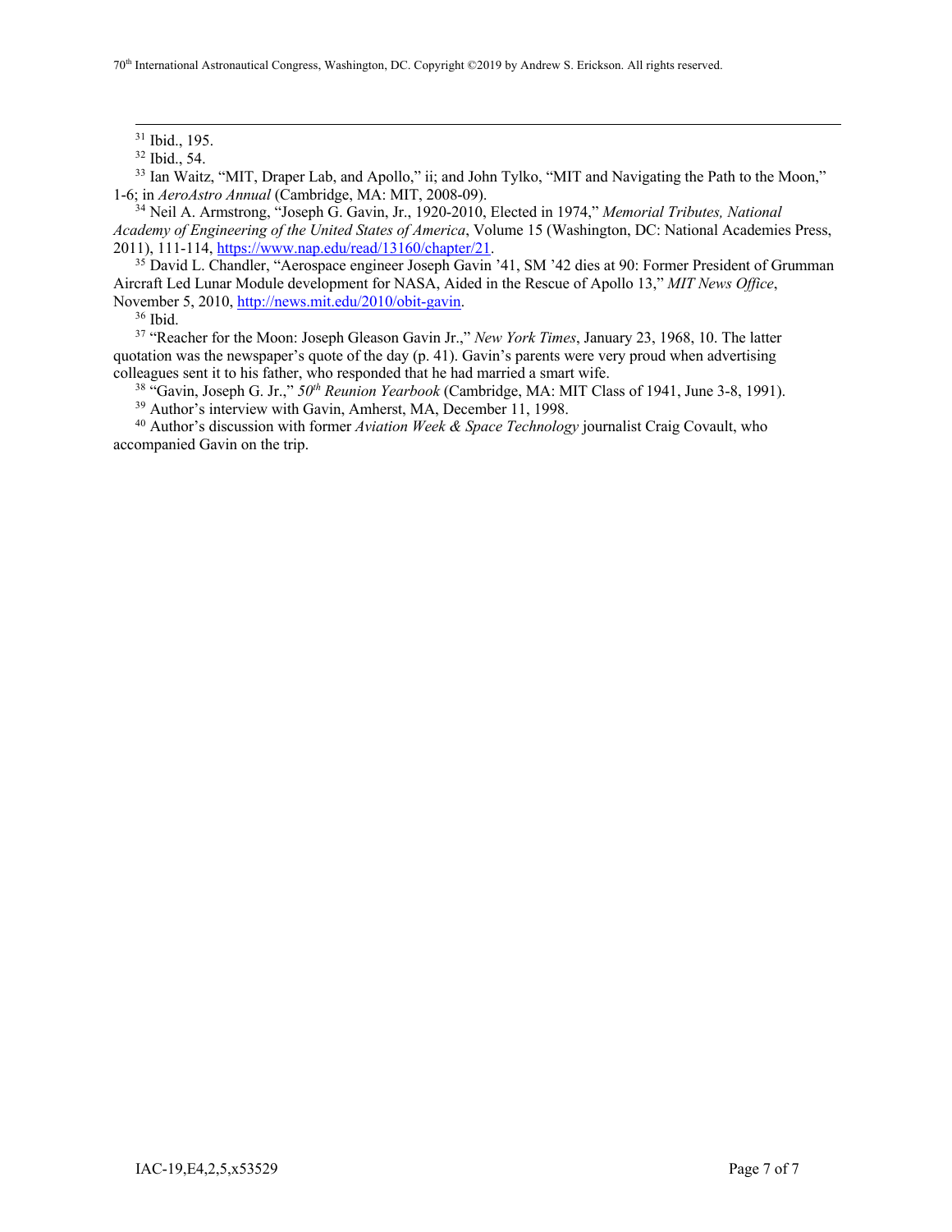[31] Ibid., 195.

[32] Ibid., 54.

[33] Ian Waitz, "MIT, Draper Lab, and Apollo," ii; and John Tylko, "MIT and Navigating the Path to the Moon," 1-6; in *AeroAstro Annual* (Cambridge, MA: MIT, 2008-09).

[34] Neil A. Armstrong, "Joseph G. Gavin, Jr., 1920-2010, Elected in 1974," *Memorial Tributes, National Academy of Engineering of the United States of America*, Volume 15 (Washington, DC: National Academies Press, 2011), 111-114, https://www.nap.edu/read/13160/chapter/21.

[35] David L. Chandler, "Aerospace engineer Joseph Gavin '41, SM '42 dies at 90: Former President of Grumman Aircraft Led Lunar Module development for NASA, Aided in the Rescue of Apollo 13," *MIT News Office*, November 5, 2010, http://news.mit.edu/2010/obit-gavin.

[36] Ibid.

[37] "Reacher for the Moon: Joseph Gleason Gavin Jr.," *New York Times*, January 23, 1968, 10. The latter quotation was the newspaper's quote of the day (p. 41). Gavin's parents were very proud when advertising colleagues sent it to his father, who responded that he had married a smart wife.

[38] "Gavin, Joseph G. Jr.," *50th Reunion Yearbook* (Cambridge, MA: MIT Class of 1941, June 3-8, 1991).

[39] Author's interview with Gavin, Amherst, MA, December 11, 1998.

[40] Author's discussion with former *Aviation Week & Space Technology* journalist Craig Covault, who accompanied Gavin on the trip.